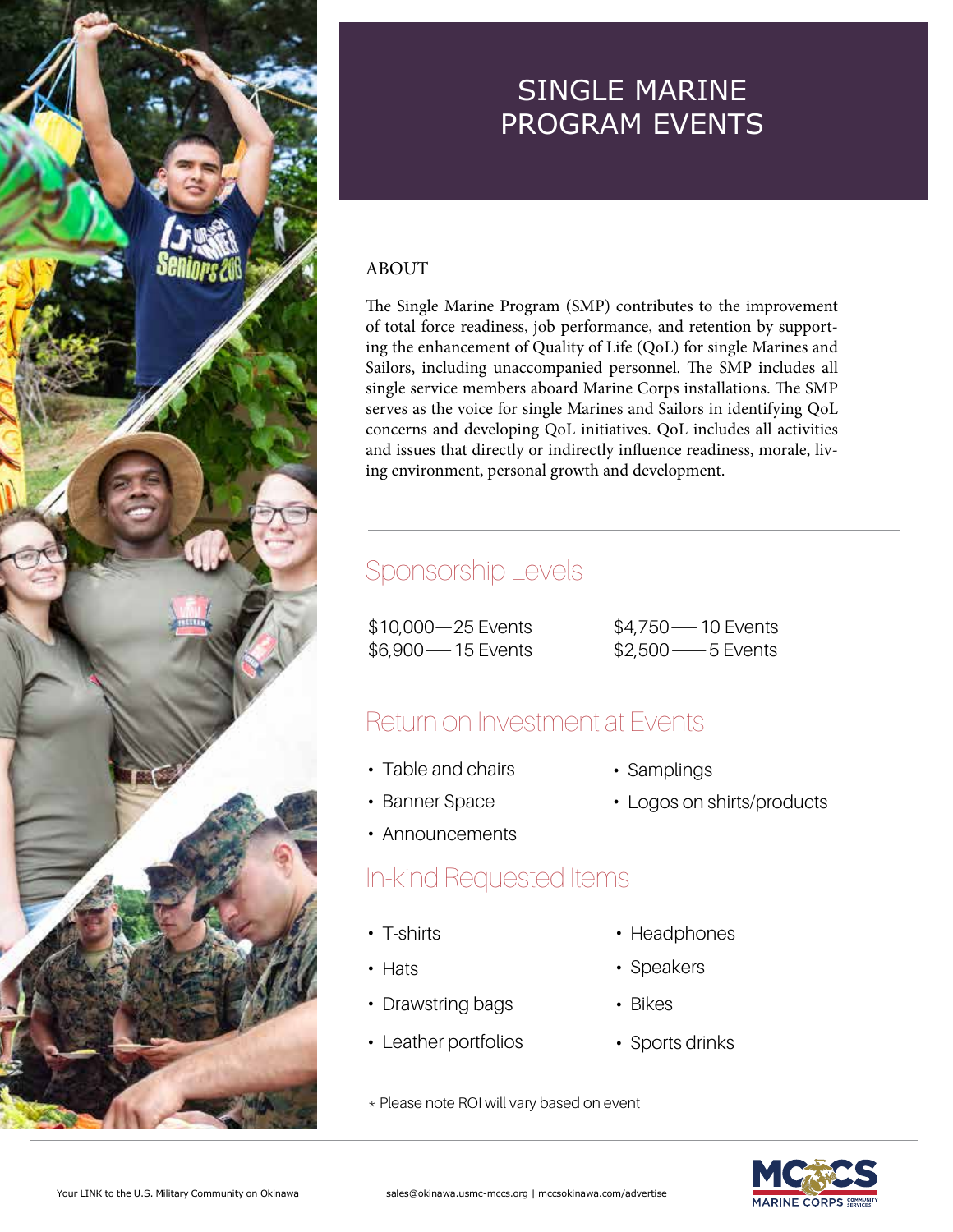# SINGLE MARINE PROGRAM EVENTS

## ABOUT

The Single Marine Program (SMP) contributes to the improvement of total force readiness, job performance, and retention by supporting the enhancement of Quality of Life (QoL) for single Marines and Sailors, including unaccompanied personnel. The SMP includes all single service members aboard Marine Corps installations. The SMP serves as the voice for single Marines and Sailors in identifying QoL concerns and developing QoL initiatives. QoL includes all activities and issues that directly or indirectly influence readiness, morale, living environment, personal growth and development.

## Sponsorship Levels

- $10,000—25 Events
- $6,900—15 Events
- $4,750—10 Events
- $2,500—5 Events

## Return on Investment at Events

- Table and chairs
- Banner Space
- Announcements
- Samplings
- Logos on shirts/products

## In-kind Requested Items

- T-shirts
- Hats
- Drawstring bags
- Leather portfolios
- Headphones
- Speakers
- Bikes
- Sports drinks

* Please note ROI will vary based on event

Your LINK to the U.S. Military Community on Okinawa

sales@okinawa.usmc-mccs.org | mccsokinawa.com/advertise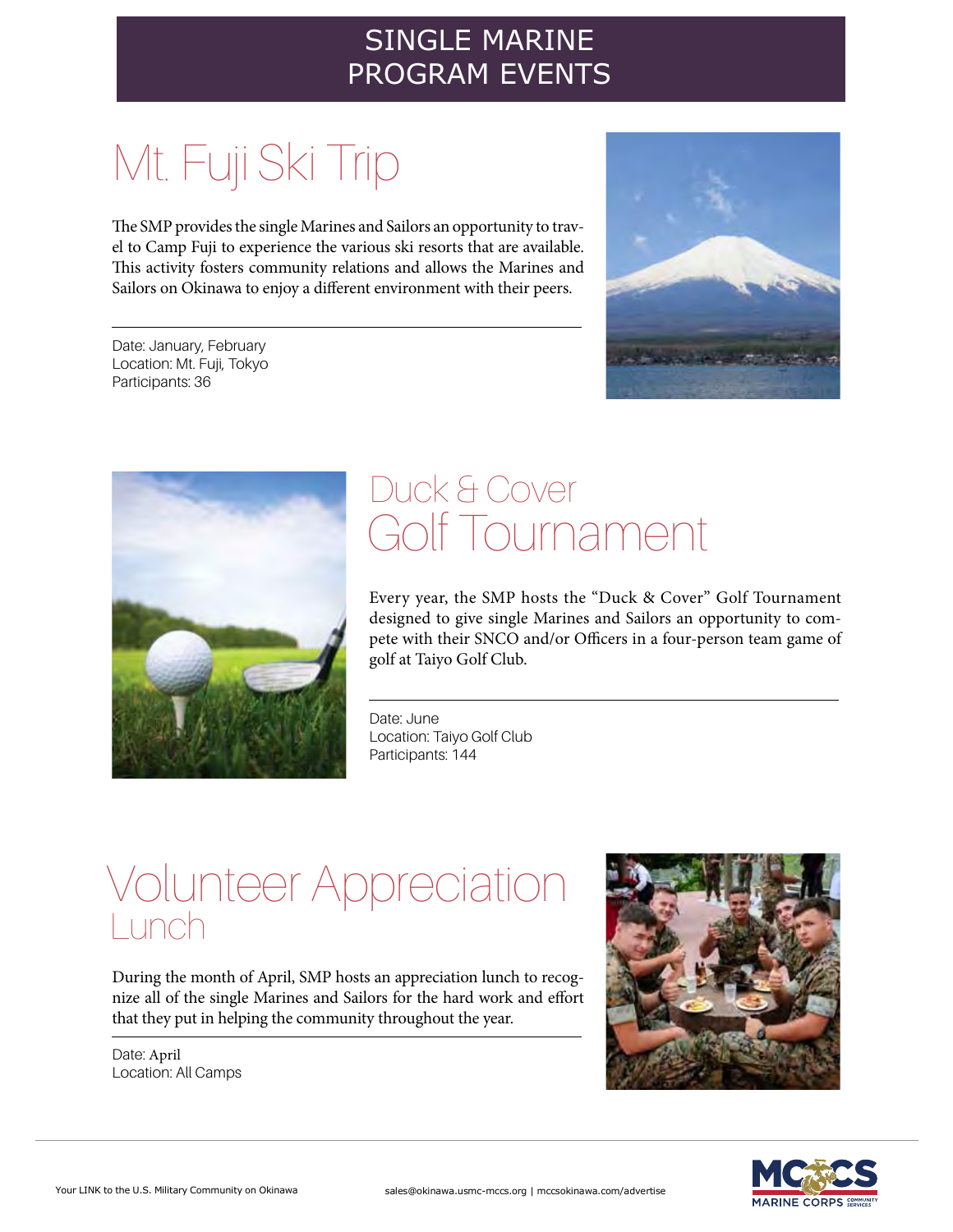# SINGLE MARINE PROGRAM EVENTS

## Mt. Fuji Ski Trip

The SMP provides the single Marines and Sailors an opportunity to travel to Camp Fuji to experience the various ski resorts that are available. This activity fosters community relations and allows the Marines and Sailors on Okinawa to enjoy a different environment with their peers.

Date: January, February
Location: Mt. Fuji, Tokyo
Participants: 36

## Duck & Cover Golf Tournament

Every year, the SMP hosts the "Duck & Cover" Golf Tournament designed to give single Marines and Sailors an opportunity to compete with their SNCO and/or Officers in a four-person team game of golf at Taiyo Golf Club.

Date: June
Location: Taiyo Golf Club
Participants: 144

## Volunteer Appreciation Lunch

During the month of April, SMP hosts an appreciation lunch to recognize all of the single Marines and Sailors for the hard work and effort that they put in helping the community throughout the year.

Date: April
Location: All Camps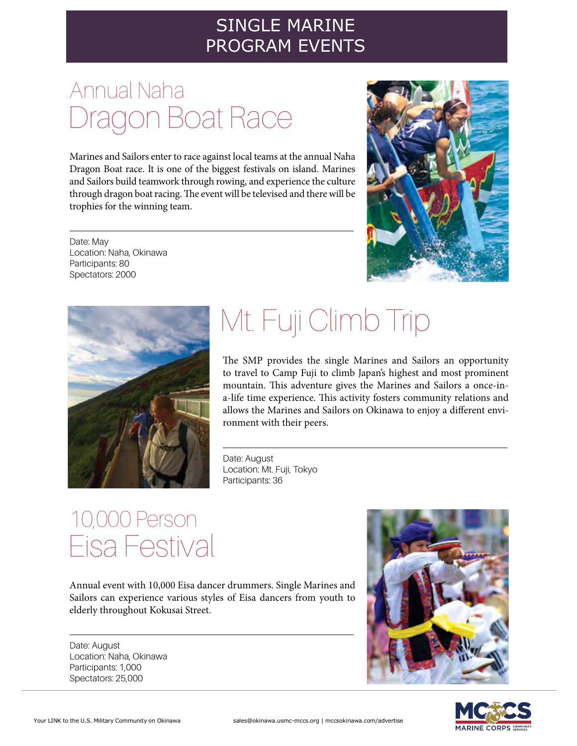# SINGLE MARINE PROGRAM EVENTS

## Annual Naha Dragon Boat Race

Marines and Sailors enter to race against local teams at the annual Naha Dragon Boat race. It is one of the biggest festivals on island. Marines and Sailors build teamwork through rowing, and experience the culture through dragon boat racing. The event will be televised and there will be trophies for the winning team.

Date: May
Location: Naha, Okinawa
Participants: 80
Spectators: 2000

## Mt. Fuji Climb Trip

The SMP provides the single Marines and Sailors an opportunity to travel to Camp Fuji to climb Japan's highest and most prominent mountain. This adventure gives the Marines and Sailors a once-in-a-life time experience. This activity fosters community relations and allows the Marines and Sailors on Okinawa to enjoy a different environment with their peers.

Date: August
Location: Mt. Fuji, Tokyo
Participants: 36

## 10,000 Person Eisa Festival

Annual event with 10,000 Eisa dancer drummers. Single Marines and Sailors can experience various styles of Eisa dancers from youth to elderly throughout Kokusai Street.

Date: August
Location: Naha, Okinawa
Participants: 1,000
Spectators: 25,000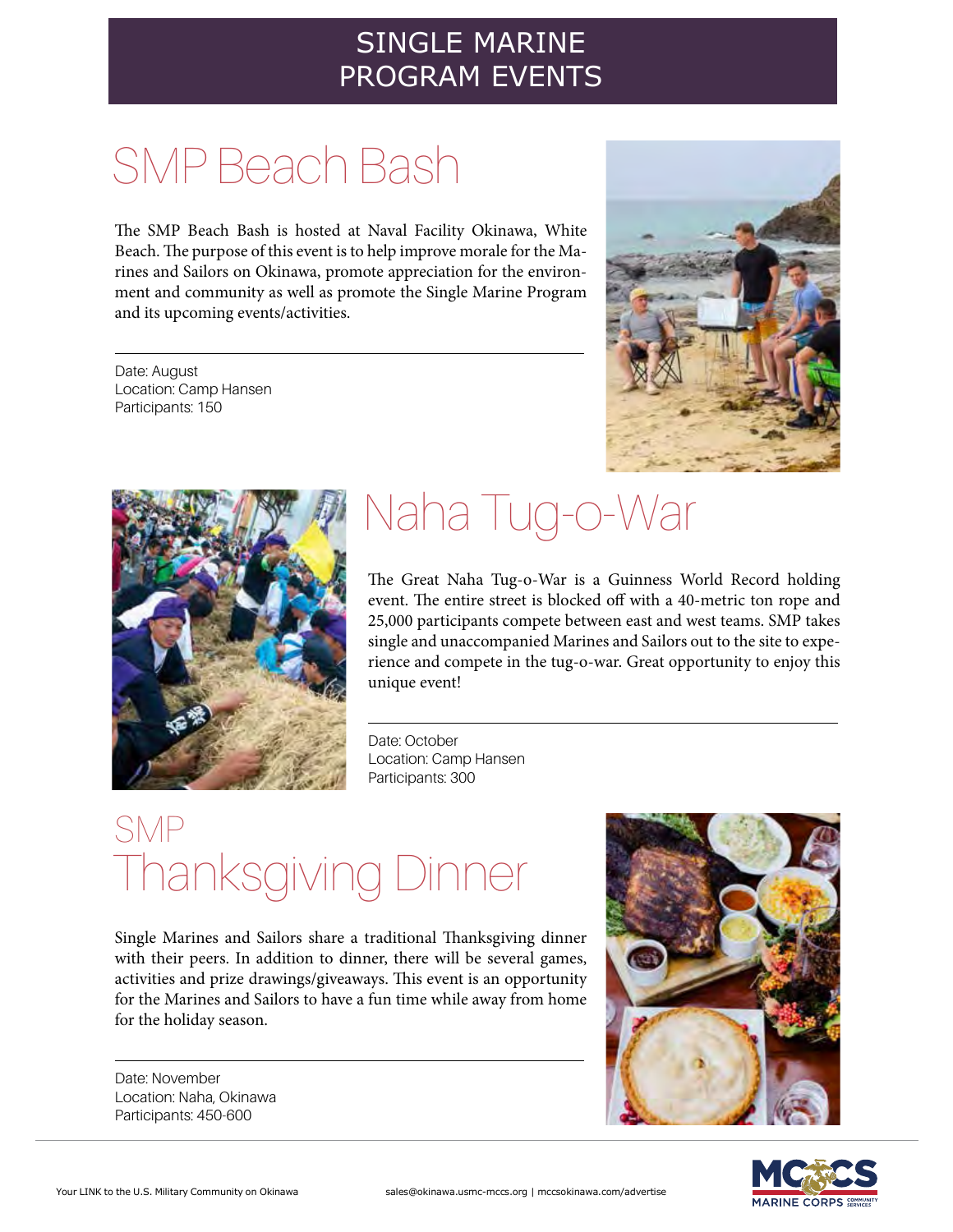# SINGLE MARINE PROGRAM EVENTS

## SMP Beach Bash

The SMP Beach Bash is hosted at Naval Facility Okinawa, White Beach. The purpose of this event is to help improve morale for the Marines and Sailors on Okinawa, promote appreciation for the environment and community as well as promote the Single Marine Program and its upcoming events/activities.

Date: August
Location: Camp Hansen
Participants: 150

## Naha Tug-o-War

The Great Naha Tug-o-War is a Guinness World Record holding event. The entire street is blocked off with a 40-metric ton rope and 25,000 participants compete between east and west teams. SMP takes single and unaccompanied Marines and Sailors out to the site to experience and compete in the tug-o-war. Great opportunity to enjoy this unique event!

Date: October
Location: Camp Hansen
Participants: 300

## SMP Thanksgiving Dinner

Single Marines and Sailors share a traditional Thanksgiving dinner with their peers. In addition to dinner, there will be several games, activities and prize drawings/giveaways. This event is an opportunity for the Marines and Sailors to have a fun time while away from home for the holiday season.

Date: November
Location: Naha, Okinawa
Participants: 450-600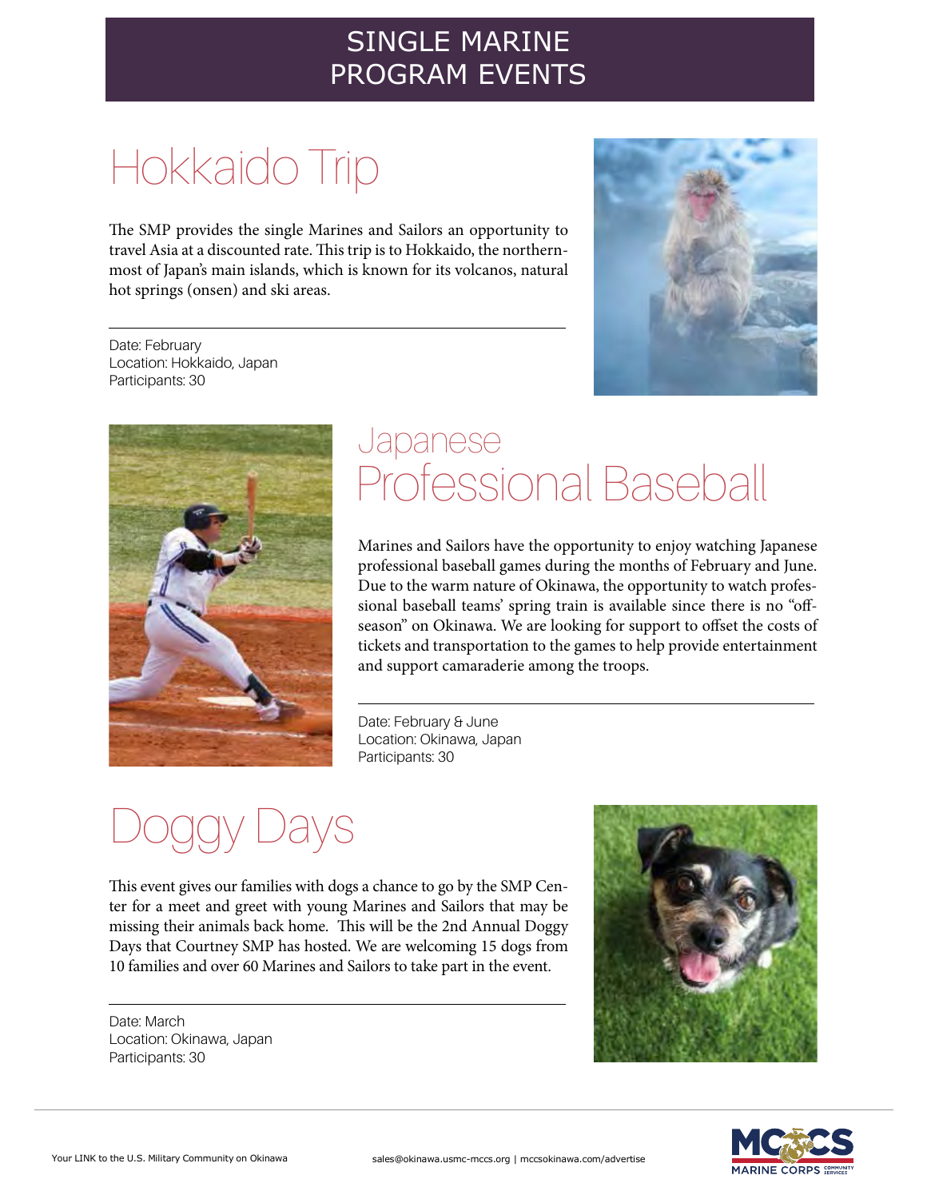# SINGLE MARINE PROGRAM EVENTS

## Hokkaido Trip

The SMP provides the single Marines and Sailors an opportunity to travel Asia at a discounted rate. This trip is to Hokkaido, the northernmost of Japan's main islands, which is known for its volcanos, natural hot springs (onsen) and ski areas.

Date: February
Location: Hokkaido, Japan
Participants: 30

## Japanese Professional Baseball

Marines and Sailors have the opportunity to enjoy watching Japanese professional baseball games during the months of February and June. Due to the warm nature of Okinawa, the opportunity to watch professional baseball teams' spring train is available since there is no "off-season" on Okinawa. We are looking for support to offset the costs of tickets and transportation to the games to help provide entertainment and support camaraderie among the troops.

Date: February & June
Location: Okinawa, Japan
Participants: 30

## Doggy Days

This event gives our families with dogs a chance to go by the SMP Center for a meet and greet with young Marines and Sailors that may be missing their animals back home. This will be the 2nd Annual Doggy Days that Courtney SMP has hosted. We are welcoming 15 dogs from 10 families and over 60 Marines and Sailors to take part in the event.

Date: March
Location: Okinawa, Japan
Participants: 30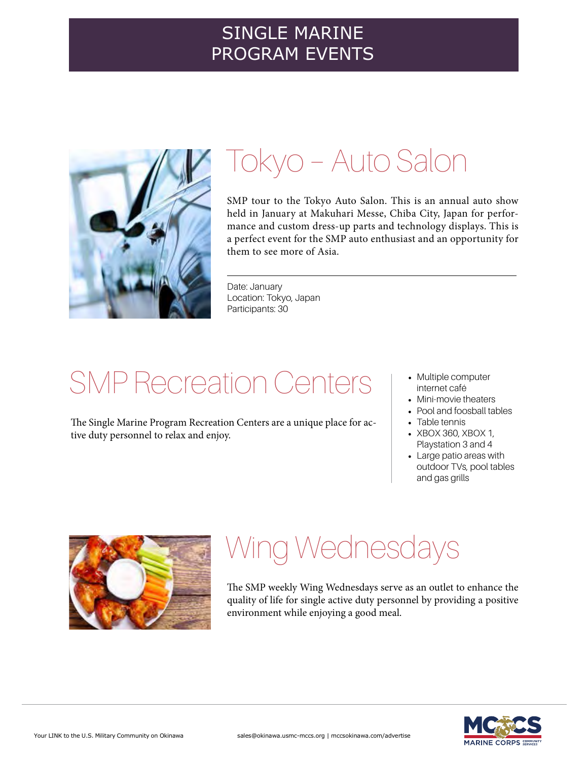# SINGLE MARINE PROGRAM EVENTS

## Tokyo – Auto Salon

SMP tour to the Tokyo Auto Salon. This is an annual auto show held in January at Makuhari Messe, Chiba City, Japan for performance and custom dress-up parts and technology displays. This is a perfect event for the SMP auto enthusiast and an opportunity for them to see more of Asia.

Date: January
Location: Tokyo, Japan
Participants: 30

## SMP Recreation Centers

The Single Marine Program Recreation Centers are a unique place for active duty personnel to relax and enjoy.

- Multiple computer internet café
- Mini-movie theaters
- Pool and foosball tables
- Table tennis
- XBOX 360, XBOX 1, Playstation 3 and 4
- Large patio areas with outdoor TVs, pool tables and gas grills

## Wing Wednesdays

The SMP weekly Wing Wednesdays serve as an outlet to enhance the quality of life for single active duty personnel by providing a positive environment while enjoying a good meal.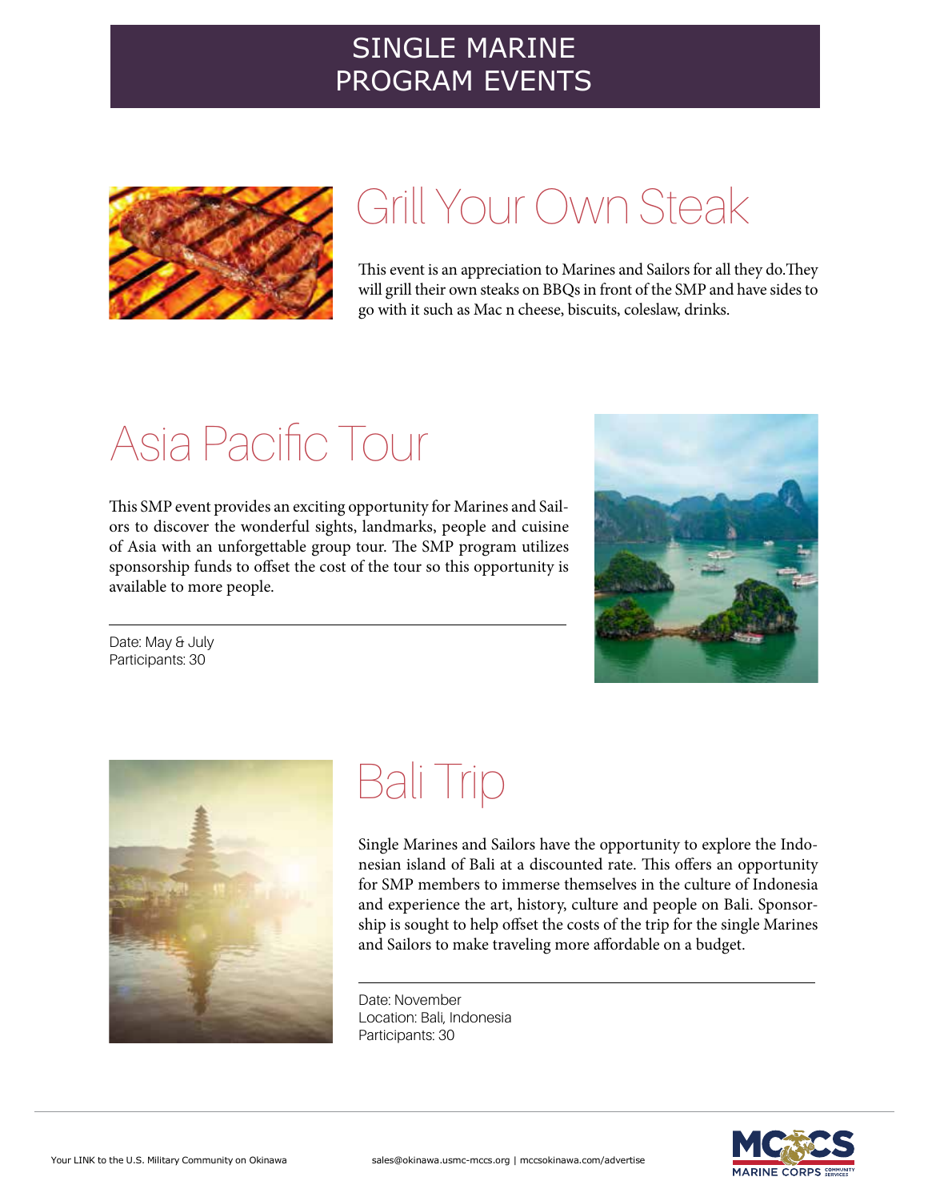# SINGLE MARINE PROGRAM EVENTS

## Grill Your Own Steak

This event is an appreciation to Marines and Sailors for all they do.They will grill their own steaks on BBQs in front of the SMP and have sides to go with it such as Mac n cheese, biscuits, coleslaw, drinks.

## Asia Pacific Tour

This SMP event provides an exciting opportunity for Marines and Sailors to discover the wonderful sights, landmarks, people and cuisine of Asia with an unforgettable group tour. The SMP program utilizes sponsorship funds to offset the cost of the tour so this opportunity is available to more people.

Date: May & July
Participants: 30

## Bali Trip

Single Marines and Sailors have the opportunity to explore the Indonesian island of Bali at a discounted rate. This offers an opportunity for SMP members to immerse themselves in the culture of Indonesia and experience the art, history, culture and people on Bali. Sponsorship is sought to help offset the costs of the trip for the single Marines and Sailors to make traveling more affordable on a budget.

Date: November
Location: Bali, Indonesia
Participants: 30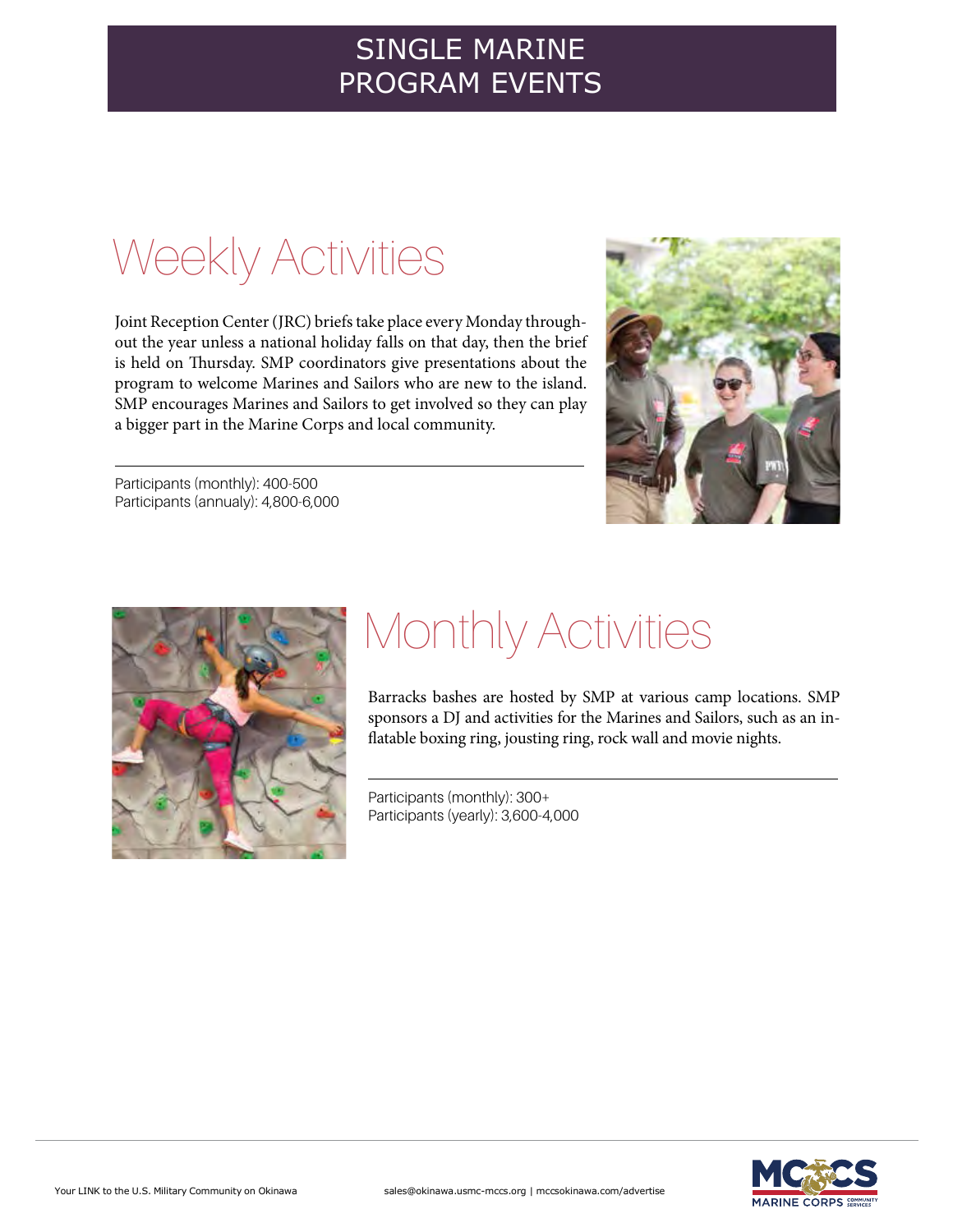# SINGLE MARINE PROGRAM EVENTS

## Weekly Activities

Joint Reception Center (JRC) briefs take place every Monday throughout the year unless a national holiday falls on that day, then the brief is held on Thursday. SMP coordinators give presentations about the program to welcome Marines and Sailors who are new to the island. SMP encourages Marines and Sailors to get involved so they can play a bigger part in the Marine Corps and local community.

Participants (monthly): 400-500
Participants (annualy): 4,800-6,000

## Monthly Activities

Barracks bashes are hosted by SMP at various camp locations. SMP sponsors a DJ and activities for the Marines and Sailors, such as an inflatable boxing ring, jousting ring, rock wall and movie nights.

Participants (monthly): 300+
Participants (yearly): 3,600-4,000